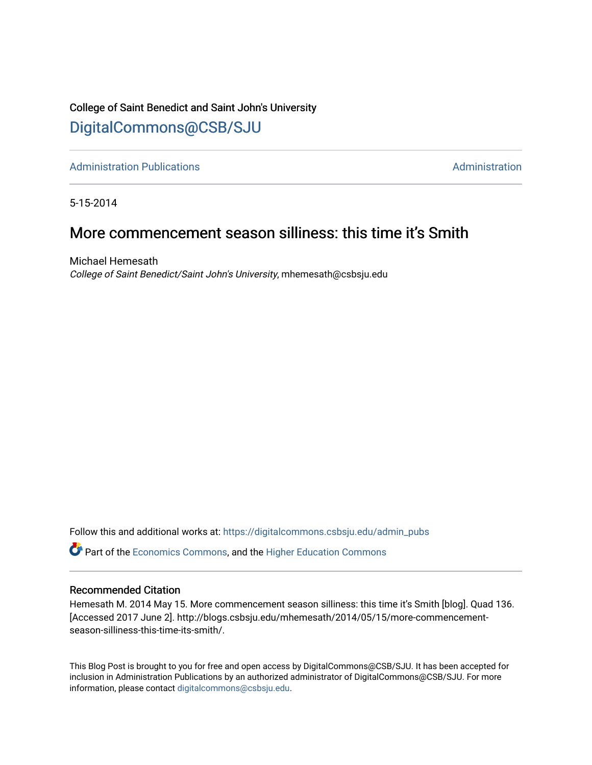College of Saint Benedict and Saint John's University

# DigitalCommons@CSB/SJU

Administration Publications | Administration

5-15-2014

## More commencement season silliness: this time it's Smith

Michael Hemesath
*College of Saint Benedict/Saint John's University*, mhemesath@csbsju.edu

Follow this and additional works at: https://digitalcommons.csbsju.edu/admin_pubs

Part of the Economics Commons, and the Higher Education Commons

### Recommended Citation

Hemesath M. 2014 May 15. More commencement season silliness: this time it's Smith [blog]. Quad 136. [Accessed 2017 June 2]. http://blogs.csbsju.edu/mhemesath/2014/05/15/more-commencement-season-silliness-this-time-its-smith/.

This Blog Post is brought to you for free and open access by DigitalCommons@CSB/SJU. It has been accepted for inclusion in Administration Publications by an authorized administrator of DigitalCommons@CSB/SJU. For more information, please contact digitalcommons@csbsju.edu.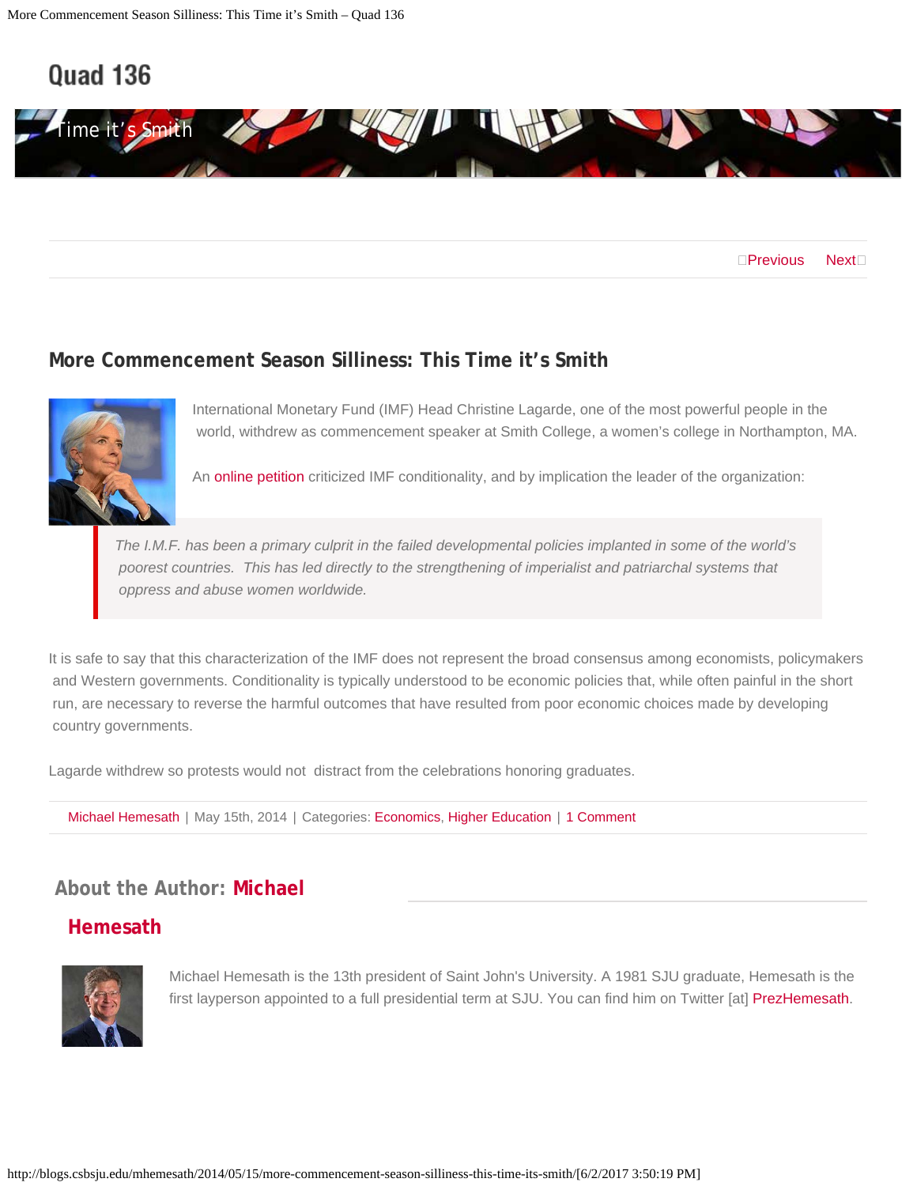# Quad 136

Time it's Smith

Previous Next

## More Commencement Season Silliness: This Time it's Smith

International Monetary Fund (IMF) Head Christine Lagarde, one of the most powerful people in the world, withdrew as commencement speaker at Smith College, a women's college in Northampton, MA.

An online petition criticized IMF conditionality, and by implication the leader of the organization:

> *The I.M.F. has been a primary culprit in the failed developmental policies implanted in some of the world's poorest countries. This has led directly to the strengthening of imperialist and patriarchal systems that oppress and abuse women worldwide.*

It is safe to say that this characterization of the IMF does not represent the broad consensus among economists, policymakers and Western governments. Conditionality is typically understood to be economic policies that, while often painful in the short run, are necessary to reverse the harmful outcomes that have resulted from poor economic choices made by developing country governments.

Lagarde withdrew so protests would not distract from the celebrations honoring graduates.

Michael Hemesath | May 15th, 2014 | Categories: Economics, Higher Education | 1 Comment

### About the Author: Michael Hemesath

Michael Hemesath is the 13th president of Saint John's University. A 1981 SJU graduate, Hemesath is the first layperson appointed to a full presidential term at SJU. You can find him on Twitter [at] PrezHemesath.